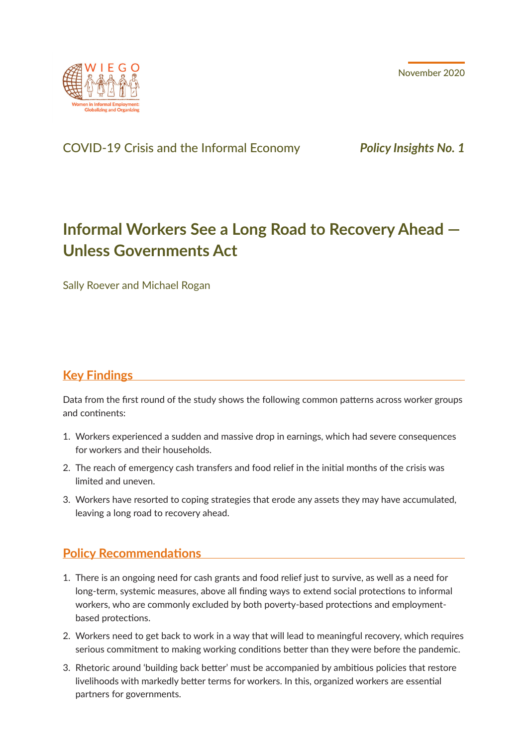WIEGO

Women in Informal Employment: Globalizing and Organizing

November 2020

COVID-19 Crisis and the Informal Economy

***Policy Insights No. 1***

# Informal Workers See a Long Road to Recovery Ahead — Unless Governments Act

Sally Roever and Michael Rogan

## Key Findings

Data from the first round of the study shows the following common patterns across worker groups and continents:

1. Workers experienced a sudden and massive drop in earnings, which had severe consequences for workers and their households.
2. The reach of emergency cash transfers and food relief in the initial months of the crisis was limited and uneven.
3. Workers have resorted to coping strategies that erode any assets they may have accumulated, leaving a long road to recovery ahead.

## Policy Recommendations

1. There is an ongoing need for cash grants and food relief just to survive, as well as a need for long-term, systemic measures, above all finding ways to extend social protections to informal workers, who are commonly excluded by both poverty-based protections and employment-based protections.
2. Workers need to get back to work in a way that will lead to meaningful recovery, which requires serious commitment to making working conditions better than they were before the pandemic.
3. Rhetoric around 'building back better' must be accompanied by ambitious policies that restore livelihoods with markedly better terms for workers. In this, organized workers are essential partners for governments.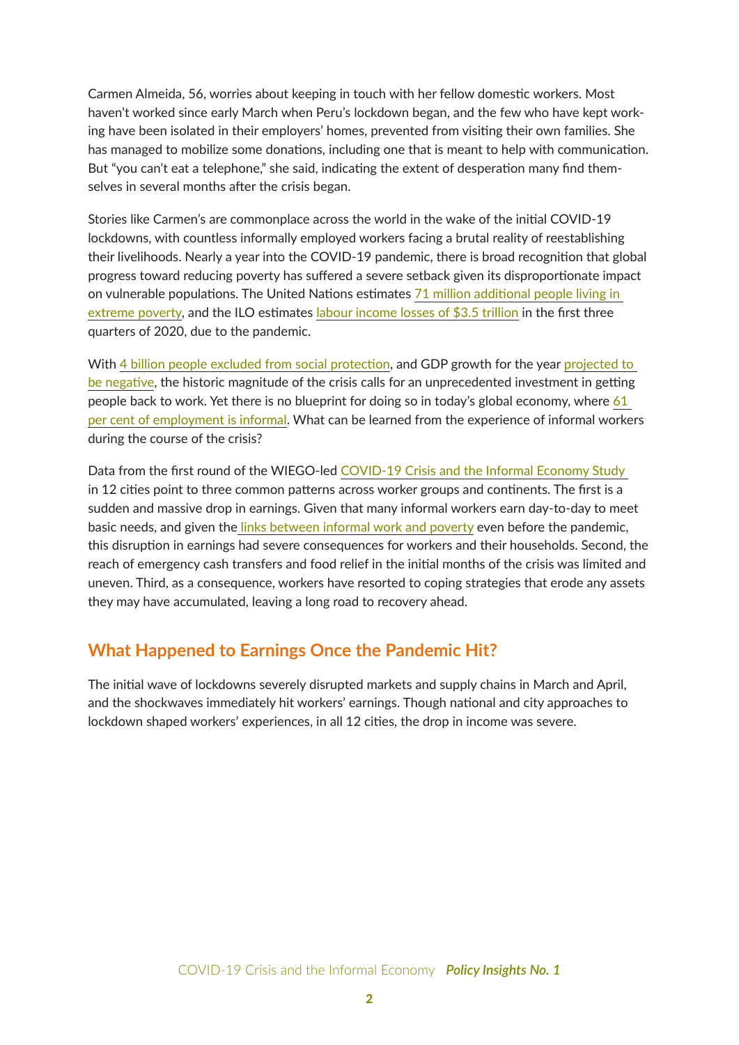Carmen Almeida, 56, worries about keeping in touch with her fellow domestic workers. Most haven't worked since early March when Peru's lockdown began, and the few who have kept working have been isolated in their employers' homes, prevented from visiting their own families. She has managed to mobilize some donations, including one that is meant to help with communication. But "you can't eat a telephone," she said, indicating the extent of desperation many find themselves in several months after the crisis began.

Stories like Carmen's are commonplace across the world in the wake of the initial COVID-19 lockdowns, with countless informally employed workers facing a brutal reality of reestablishing their livelihoods. Nearly a year into the COVID-19 pandemic, there is broad recognition that global progress toward reducing poverty has suffered a severe setback given its disproportionate impact on vulnerable populations. The United Nations estimates 71 million additional people living in extreme poverty, and the ILO estimates labour income losses of $3.5 trillion in the first three quarters of 2020, due to the pandemic.

With 4 billion people excluded from social protection, and GDP growth for the year projected to be negative, the historic magnitude of the crisis calls for an unprecedented investment in getting people back to work. Yet there is no blueprint for doing so in today's global economy, where 61 per cent of employment is informal. What can be learned from the experience of informal workers during the course of the crisis?

Data from the first round of the WIEGO-led COVID-19 Crisis and the Informal Economy Study in 12 cities point to three common patterns across worker groups and continents. The first is a sudden and massive drop in earnings. Given that many informal workers earn day-to-day to meet basic needs, and given the links between informal work and poverty even before the pandemic, this disruption in earnings had severe consequences for workers and their households. Second, the reach of emergency cash transfers and food relief in the initial months of the crisis was limited and uneven. Third, as a consequence, workers have resorted to coping strategies that erode any assets they may have accumulated, leaving a long road to recovery ahead.

## What Happened to Earnings Once the Pandemic Hit?

The initial wave of lockdowns severely disrupted markets and supply chains in March and April, and the shockwaves immediately hit workers' earnings. Though national and city approaches to lockdown shaped workers' experiences, in all 12 cities, the drop in income was severe.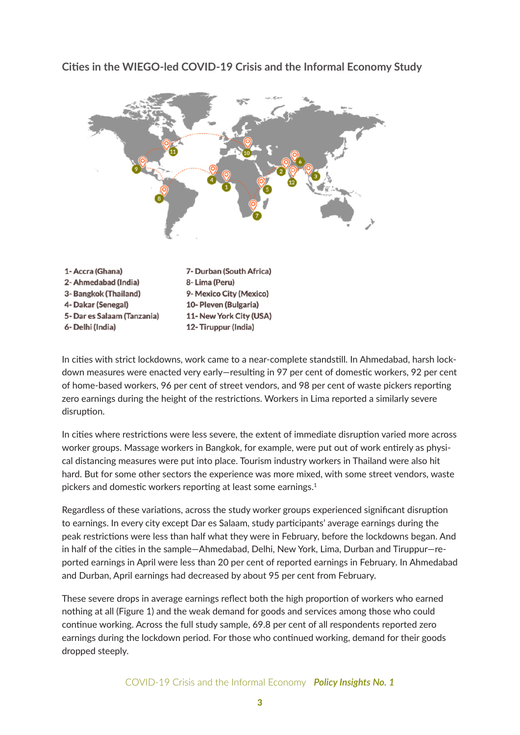### Cities in the WIEGO-led COVID-19 Crisis and the Informal Economy Study

1- Accra (Ghana)
2- Ahmedabad (India)
3- Bangkok (Thailand)
4- Dakar (Senegal)
5- Dar es Salaam (Tanzania)
6- Delhi (India)
7- Durban (South Africa)
8- Lima (Peru)
9- Mexico City (Mexico)
10- Pleven (Bulgaria)
11- New York City (USA)
12- Tiruppur (India)

In cities with strict lockdowns, work came to a near-complete standstill. In Ahmedabad, harsh lockdown measures were enacted very early—resulting in 97 per cent of domestic workers, 92 per cent of home-based workers, 96 per cent of street vendors, and 98 per cent of waste pickers reporting zero earnings during the height of the restrictions. Workers in Lima reported a similarly severe disruption.

In cities where restrictions were less severe, the extent of immediate disruption varied more across worker groups. Massage workers in Bangkok, for example, were put out of work entirely as physical distancing measures were put into place. Tourism industry workers in Thailand were also hit hard. But for some other sectors the experience was more mixed, with some street vendors, waste pickers and domestic workers reporting at least some earnings.[1]

Regardless of these variations, across the study worker groups experienced significant disruption to earnings. In every city except Dar es Salaam, study participants' average earnings during the peak restrictions were less than half what they were in February, before the lockdowns began. And in half of the cities in the sample—Ahmedabad, Delhi, New York, Lima, Durban and Tiruppur—reported earnings in April were less than 20 per cent of reported earnings in February. In Ahmedabad and Durban, April earnings had decreased by about 95 per cent from February.

These severe drops in average earnings reflect both the high proportion of workers who earned nothing at all (Figure 1) and the weak demand for goods and services among those who could continue working. Across the full study sample, 69.8 per cent of all respondents reported zero earnings during the lockdown period. For those who continued working, demand for their goods dropped steeply.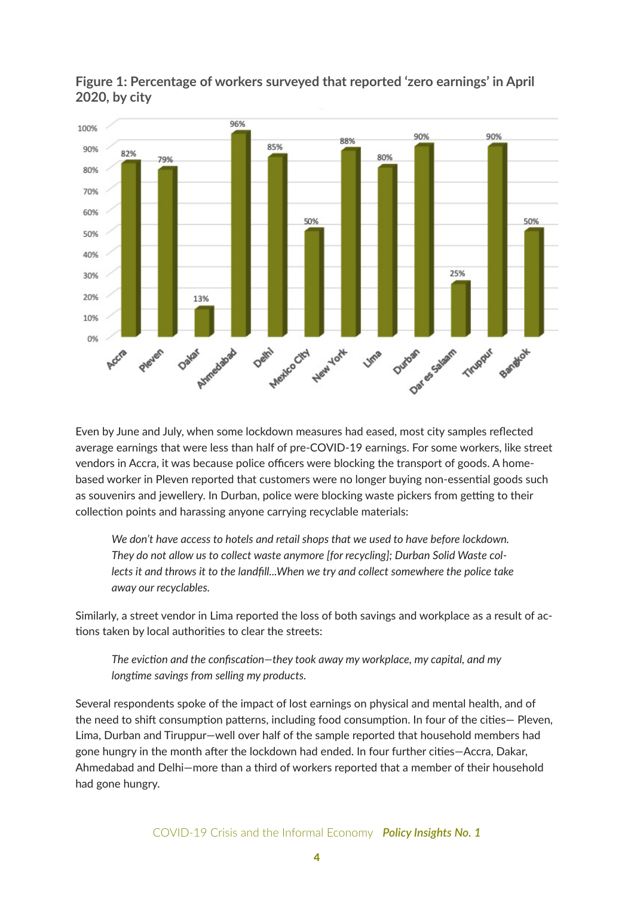**Figure 1: Percentage of workers surveyed that reported 'zero earnings' in April 2020, by city**

| City | Percentage |
|---|---|
| Accra | 82% |
| Pleven | 79% |
| Dakar | 13% |
| Ahmedabad | 96% |
| Delhi | 85% |
| Mexico City | 50% |
| New York | 88% |
| Lima | 80% |
| Durban | 90% |
| Dar es Salaam | 25% |
| Tiruppur | 90% |
| Bangkok | 50% |

Even by June and July, when some lockdown measures had eased, most city samples reflected average earnings that were less than half of pre-COVID-19 earnings. For some workers, like street vendors in Accra, it was because police officers were blocking the transport of goods. A home-based worker in Pleven reported that customers were no longer buying non-essential goods such as souvenirs and jewellery. In Durban, police were blocking waste pickers from getting to their collection points and harassing anyone carrying recyclable materials:

> *We don't have access to hotels and retail shops that we used to have before lockdown. They do not allow us to collect waste anymore [for recycling]; Durban Solid Waste collects it and throws it to the landfill...When we try and collect somewhere the police take away our recyclables.*

Similarly, a street vendor in Lima reported the loss of both savings and workplace as a result of actions taken by local authorities to clear the streets:

> *The eviction and the confiscation—they took away my workplace, my capital, and my longtime savings from selling my products.*

Several respondents spoke of the impact of lost earnings on physical and mental health, and of the need to shift consumption patterns, including food consumption. In four of the cities— Pleven, Lima, Durban and Tiruppur—well over half of the sample reported that household members had gone hungry in the month after the lockdown had ended. In four further cities—Accra, Dakar, Ahmedabad and Delhi—more than a third of workers reported that a member of their household had gone hungry.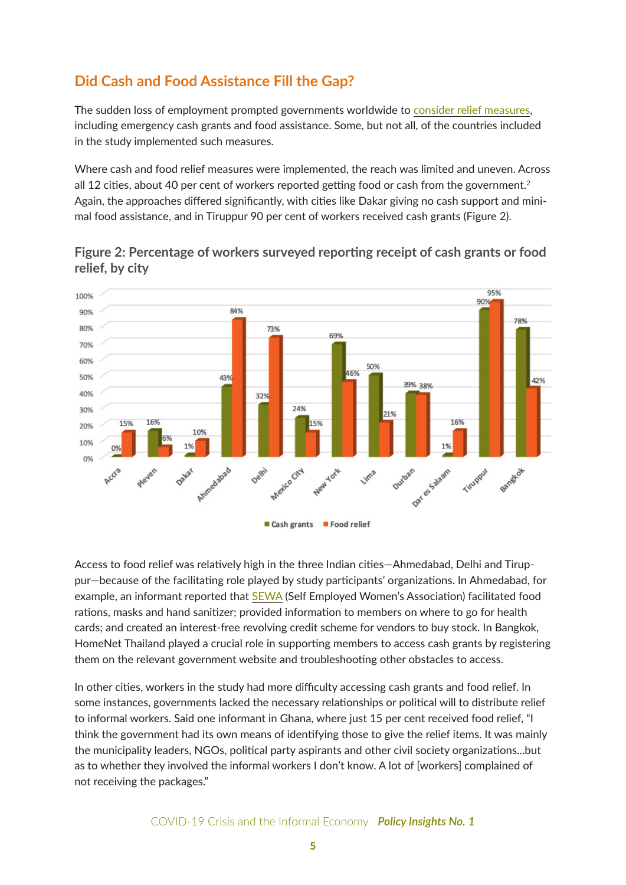## Did Cash and Food Assistance Fill the Gap?

The sudden loss of employment prompted governments worldwide to consider relief measures, including emergency cash grants and food assistance. Some, but not all, of the countries included in the study implemented such measures.

Where cash and food relief measures were implemented, the reach was limited and uneven. Across all 12 cities, about 40 per cent of workers reported getting food or cash from the government.[2] Again, the approaches differed significantly, with cities like Dakar giving no cash support and minimal food assistance, and in Tiruppur 90 per cent of workers received cash grants (Figure 2).

### Figure 2: Percentage of workers surveyed reporting receipt of cash grants or food relief, by city

| City | Cash grants | Food relief |
|---|---|---|
| Accra | 0% | 15% |
| Pleven | 16% | 6% |
| Dakar | 1% | 10% |
| Ahmedabad | 43% | 84% |
| Delhi | 32% | 73% |
| Mexico City | 24% | 15% |
| New York | 69% | 46% |
| Lima | 50% | 21% |
| Durban | 39% | 38% |
| Dar es Salaam | 1% | 16% |
| Tiruppur | 90% | 95% |
| Bangkok | 78% | 42% |

Access to food relief was relatively high in the three Indian cities—Ahmedabad, Delhi and Tiruppur—because of the facilitating role played by study participants' organizations. In Ahmedabad, for example, an informant reported that SEWA (Self Employed Women's Association) facilitated food rations, masks and hand sanitizer; provided information to members on where to go for health cards; and created an interest-free revolving credit scheme for vendors to buy stock. In Bangkok, HomeNet Thailand played a crucial role in supporting members to access cash grants by registering them on the relevant government website and troubleshooting other obstacles to access.

In other cities, workers in the study had more difficulty accessing cash grants and food relief. In some instances, governments lacked the necessary relationships or political will to distribute relief to informal workers. Said one informant in Ghana, where just 15 per cent received food relief, "I think the government had its own means of identifying those to give the relief items. It was mainly the municipality leaders, NGOs, political party aspirants and other civil society organizations…but as to whether they involved the informal workers I don't know. A lot of [workers] complained of not receiving the packages."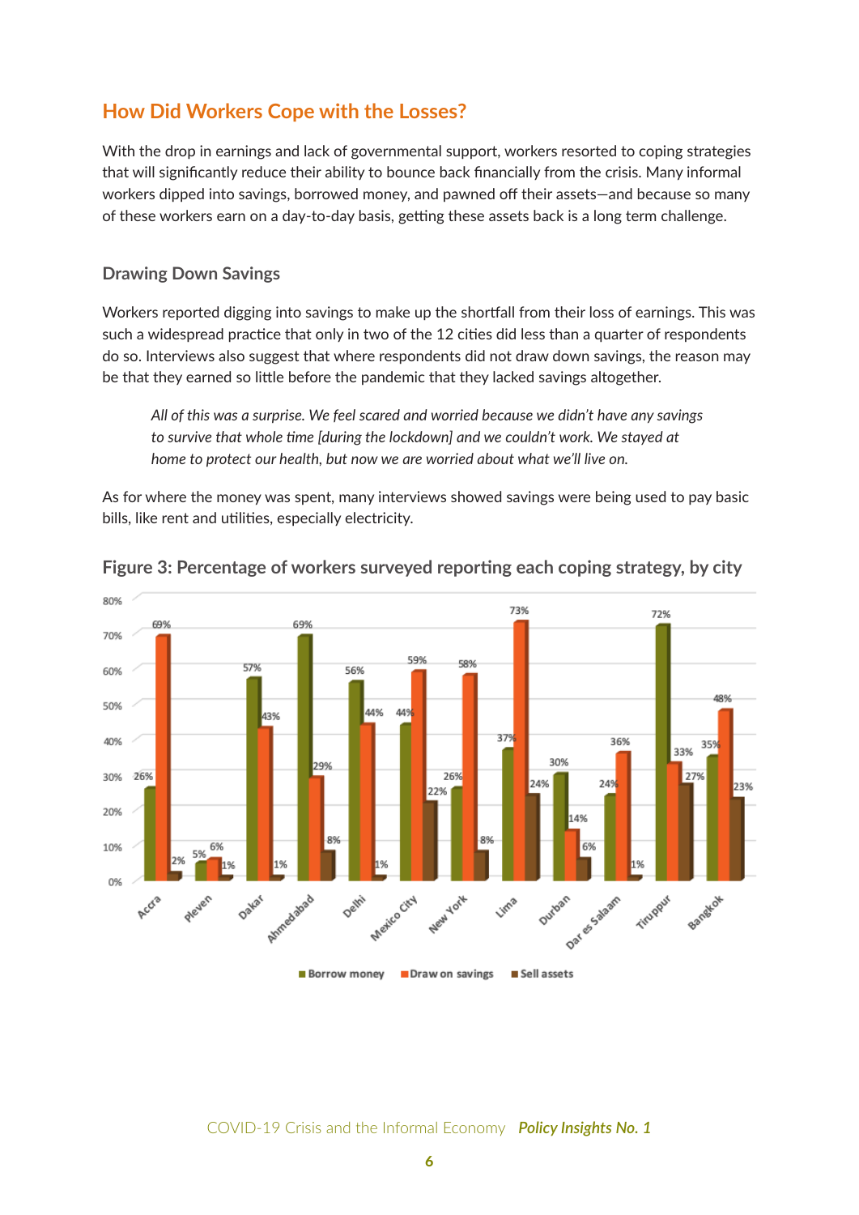## How Did Workers Cope with the Losses?

With the drop in earnings and lack of governmental support, workers resorted to coping strategies that will significantly reduce their ability to bounce back financially from the crisis. Many informal workers dipped into savings, borrowed money, and pawned off their assets—and because so many of these workers earn on a day-to-day basis, getting these assets back is a long term challenge.

### Drawing Down Savings

Workers reported digging into savings to make up the shortfall from their loss of earnings. This was such a widespread practice that only in two of the 12 cities did less than a quarter of respondents do so. Interviews also suggest that where respondents did not draw down savings, the reason may be that they earned so little before the pandemic that they lacked savings altogether.

> *All of this was a surprise. We feel scared and worried because we didn't have any savings to survive that whole time [during the lockdown] and we couldn't work. We stayed at home to protect our health, but now we are worried about what we'll live on.*

As for where the money was spent, many interviews showed savings were being used to pay basic bills, like rent and utilities, especially electricity.

**Figure 3: Percentage of workers surveyed reporting each coping strategy, by city**

| City | Borrow money | Draw on savings | Sell assets |
|---|---|---|---|
| Accra | 26% | 69% | 2% |
| Pleven | 5% | 6% | 1% |
| Dakar | 57% | 43% | 1% |
| Ahmedabad | 69% | 29% | 8% |
| Delhi | 56% | 44% | 1% |
| Mexico City | 44% | 59% | 22% |
| New York | 26% | 58% | 8% |
| Lima | 37% | 73% | 24% |
| Durban | 30% | 14% | 6% |
| Dar es Salaam | 24% | 36% | 1% |
| Tiruppur | 72% | 33% | 27% |
| Bangkok | 35% | 48% | 23% |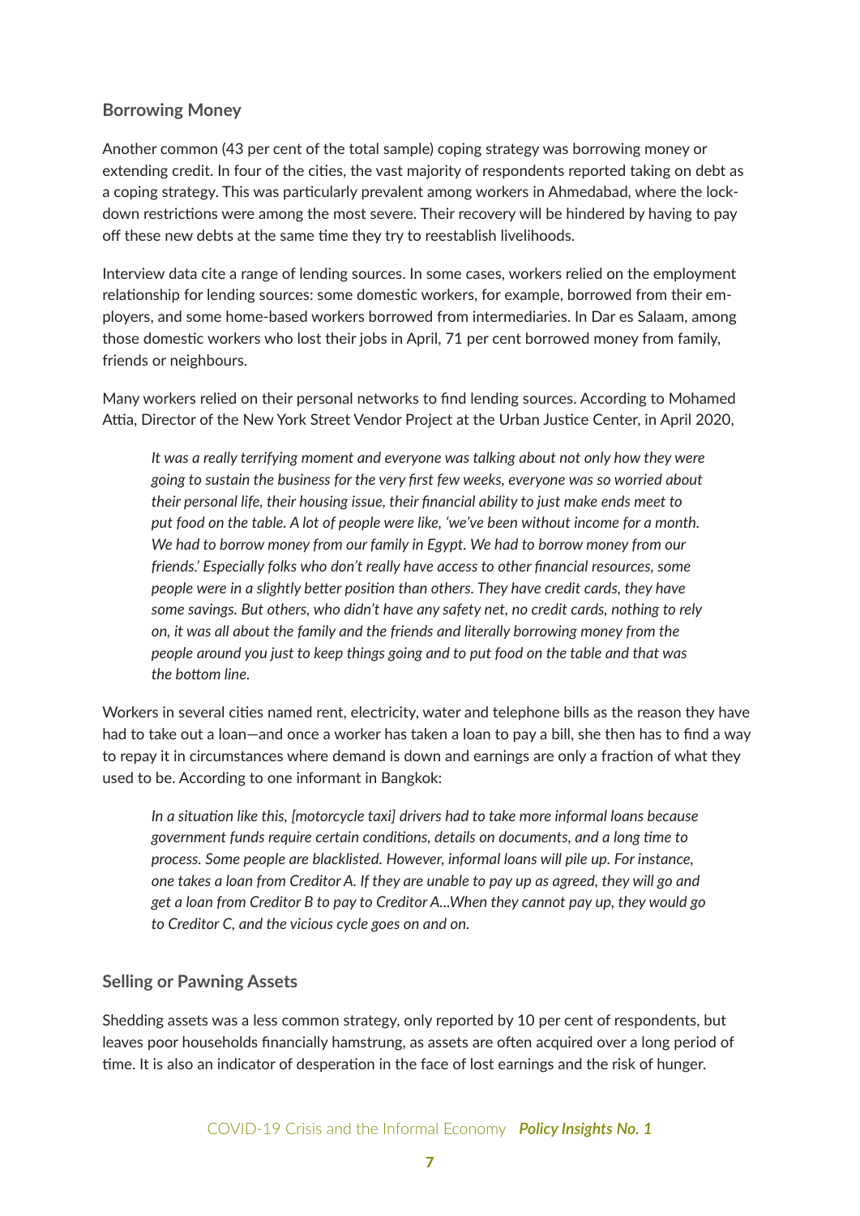## Borrowing Money

Another common (43 per cent of the total sample) coping strategy was borrowing money or extending credit. In four of the cities, the vast majority of respondents reported taking on debt as a coping strategy. This was particularly prevalent among workers in Ahmedabad, where the lockdown restrictions were among the most severe. Their recovery will be hindered by having to pay off these new debts at the same time they try to reestablish livelihoods.

Interview data cite a range of lending sources. In some cases, workers relied on the employment relationship for lending sources: some domestic workers, for example, borrowed from their employers, and some home-based workers borrowed from intermediaries. In Dar es Salaam, among those domestic workers who lost their jobs in April, 71 per cent borrowed money from family, friends or neighbours.

Many workers relied on their personal networks to find lending sources. According to Mohamed Attia, Director of the New York Street Vendor Project at the Urban Justice Center, in April 2020,

> *It was a really terrifying moment and everyone was talking about not only how they were going to sustain the business for the very first few weeks, everyone was so worried about their personal life, their housing issue, their financial ability to just make ends meet to put food on the table. A lot of people were like, 'we've been without income for a month. We had to borrow money from our family in Egypt. We had to borrow money from our friends.' Especially folks who don't really have access to other financial resources, some people were in a slightly better position than others. They have credit cards, they have some savings. But others, who didn't have any safety net, no credit cards, nothing to rely on, it was all about the family and the friends and literally borrowing money from the people around you just to keep things going and to put food on the table and that was the bottom line.*

Workers in several cities named rent, electricity, water and telephone bills as the reason they have had to take out a loan—and once a worker has taken a loan to pay a bill, she then has to find a way to repay it in circumstances where demand is down and earnings are only a fraction of what they used to be. According to one informant in Bangkok:

> *In a situation like this, [motorcycle taxi] drivers had to take more informal loans because government funds require certain conditions, details on documents, and a long time to process. Some people are blacklisted. However, informal loans will pile up. For instance, one takes a loan from Creditor A. If they are unable to pay up as agreed, they will go and get a loan from Creditor B to pay to Creditor A...When they cannot pay up, they would go to Creditor C, and the vicious cycle goes on and on.*

## Selling or Pawning Assets

Shedding assets was a less common strategy, only reported by 10 per cent of respondents, but leaves poor households financially hamstrung, as assets are often acquired over a long period of time. It is also an indicator of desperation in the face of lost earnings and the risk of hunger.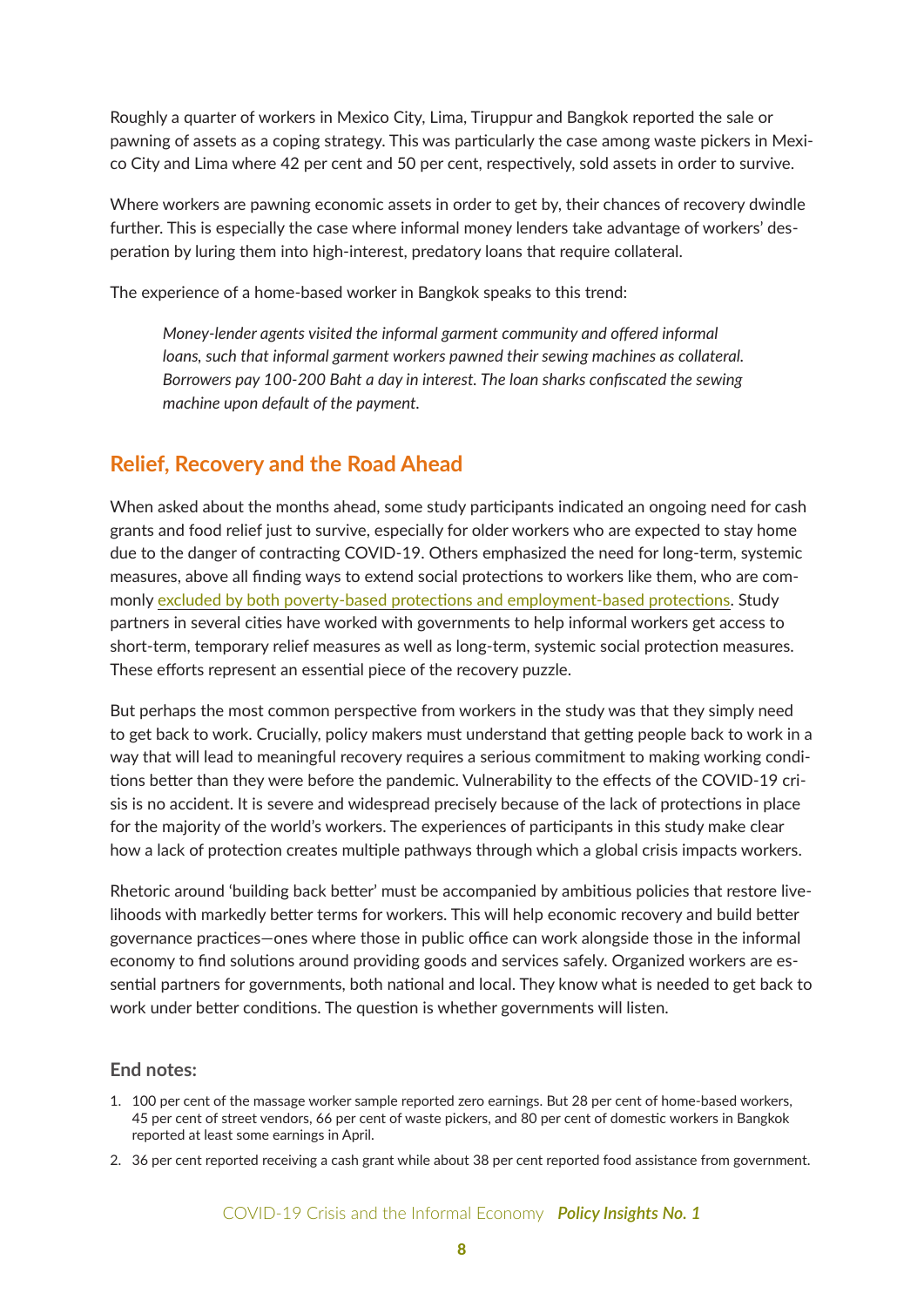Roughly a quarter of workers in Mexico City, Lima, Tiruppur and Bangkok reported the sale or pawning of assets as a coping strategy. This was particularly the case among waste pickers in Mexico City and Lima where 42 per cent and 50 per cent, respectively, sold assets in order to survive.

Where workers are pawning economic assets in order to get by, their chances of recovery dwindle further. This is especially the case where informal money lenders take advantage of workers' desperation by luring them into high-interest, predatory loans that require collateral.

The experience of a home-based worker in Bangkok speaks to this trend:

> *Money-lender agents visited the informal garment community and offered informal loans, such that informal garment workers pawned their sewing machines as collateral. Borrowers pay 100-200 Baht a day in interest. The loan sharks confiscated the sewing machine upon default of the payment.*

## Relief, Recovery and the Road Ahead

When asked about the months ahead, some study participants indicated an ongoing need for cash grants and food relief just to survive, especially for older workers who are expected to stay home due to the danger of contracting COVID-19. Others emphasized the need for long-term, systemic measures, above all finding ways to extend social protections to workers like them, who are commonly excluded by both poverty-based protections and employment-based protections. Study partners in several cities have worked with governments to help informal workers get access to short-term, temporary relief measures as well as long-term, systemic social protection measures. These efforts represent an essential piece of the recovery puzzle.

But perhaps the most common perspective from workers in the study was that they simply need to get back to work. Crucially, policy makers must understand that getting people back to work in a way that will lead to meaningful recovery requires a serious commitment to making working conditions better than they were before the pandemic. Vulnerability to the effects of the COVID-19 crisis is no accident. It is severe and widespread precisely because of the lack of protections in place for the majority of the world's workers. The experiences of participants in this study make clear how a lack of protection creates multiple pathways through which a global crisis impacts workers.

Rhetoric around 'building back better' must be accompanied by ambitious policies that restore livelihoods with markedly better terms for workers. This will help economic recovery and build better governance practices—ones where those in public office can work alongside those in the informal economy to find solutions around providing goods and services safely. Organized workers are essential partners for governments, both national and local. They know what is needed to get back to work under better conditions. The question is whether governments will listen.

### End notes:

1. 100 per cent of the massage worker sample reported zero earnings. But 28 per cent of home-based workers, 45 per cent of street vendors, 66 per cent of waste pickers, and 80 per cent of domestic workers in Bangkok reported at least some earnings in April.
2. 36 per cent reported receiving a cash grant while about 38 per cent reported food assistance from government.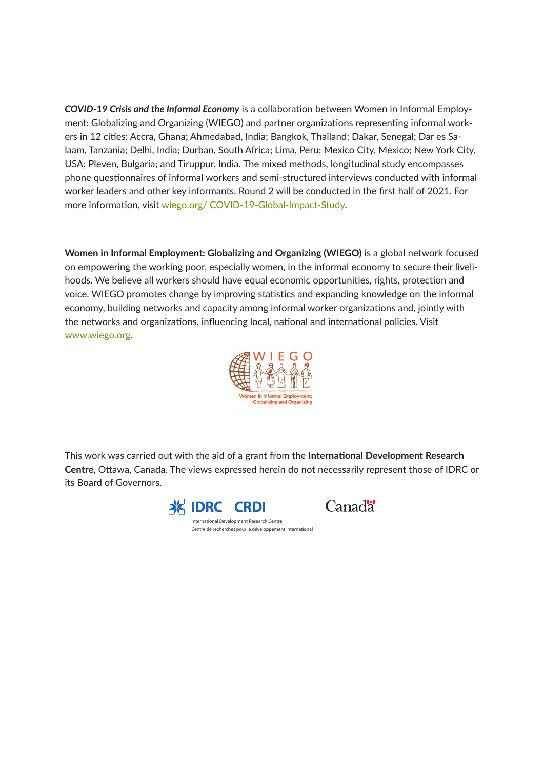***COVID-19 Crisis and the Informal Economy*** is a collaboration between Women in Informal Employment: Globalizing and Organizing (WIEGO) and partner organizations representing informal workers in 12 cities: Accra, Ghana; Ahmedabad, India; Bangkok, Thailand; Dakar, Senegal; Dar es Salaam, Tanzania; Delhi, India; Durban, South Africa; Lima, Peru; Mexico City, Mexico; New York City, USA; Pleven, Bulgaria; and Tiruppur, India. The mixed methods, longitudinal study encompasses phone questionnaires of informal workers and semi-structured interviews conducted with informal worker leaders and other key informants. Round 2 will be conducted in the first half of 2021. For more information, visit wiego.org/ COVID-19-Global-Impact-Study.

**Women in Informal Employment: Globalizing and Organizing (WIEGO)** is a global network focused on empowering the working poor, especially women, in the informal economy to secure their livelihoods. We believe all workers should have equal economic opportunities, rights, protection and voice. WIEGO promotes change by improving statistics and expanding knowledge on the informal economy, building networks and capacity among informal worker organizations and, jointly with the networks and organizations, influencing local, national and international policies. Visit www.wiego.org.

WIEGO

Women in Informal Employment: Globalizing and Organizing

This work was carried out with the aid of a grant from the **International Development Research Centre**, Ottawa, Canada. The views expressed herein do not necessarily represent those of IDRC or its Board of Governors.

IDRC | CRDI

International Development Research Centre
Centre de recherches pour le développement international

Canada